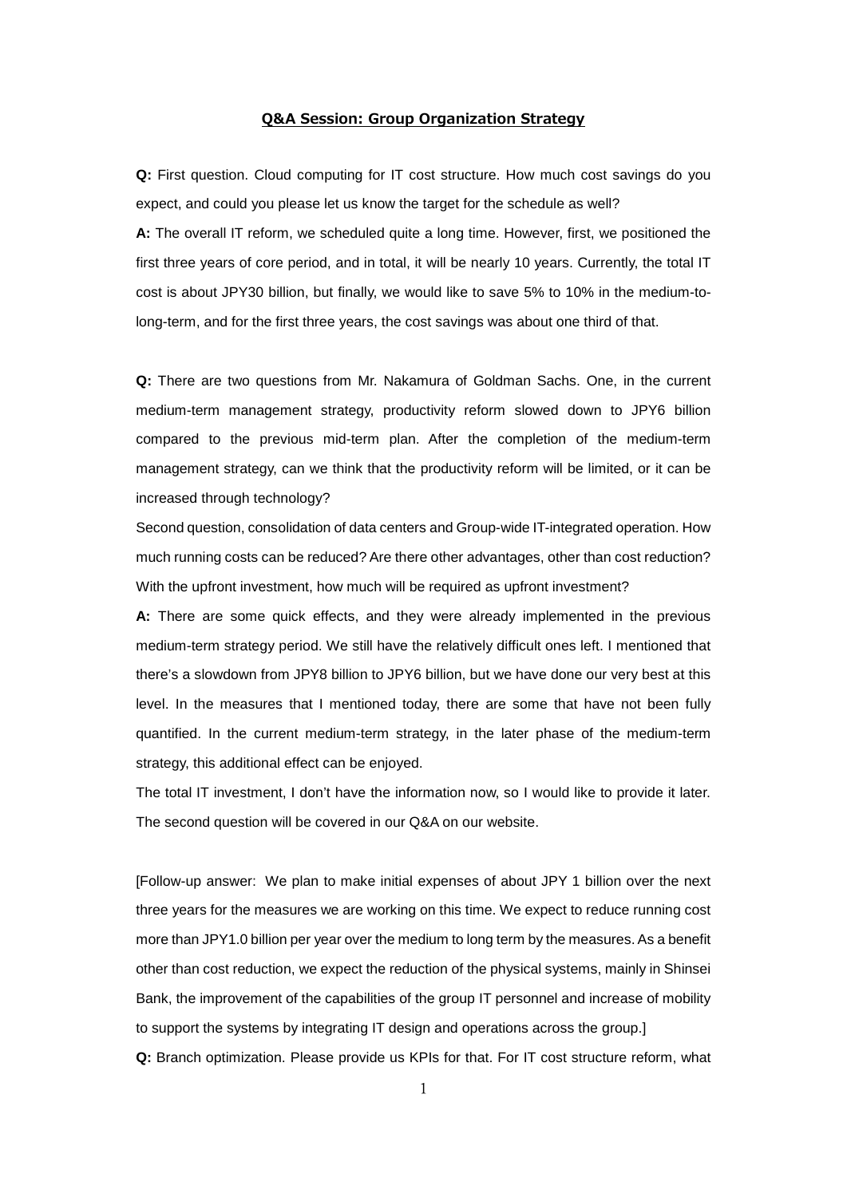## Q&A Session: Group Organization Strategy

**Q:** First question. Cloud computing for IT cost structure. How much cost savings do you expect, and could you please let us know the target for the schedule as well?

**A:** The overall IT reform, we scheduled quite a long time. However, first, we positioned the first three years of core period, and in total, it will be nearly 10 years. Currently, the total IT cost is about JPY30 billion, but finally, we would like to save 5% to 10% in the medium-to-long-term, and for the first three years, the cost savings was about one third of that.

**Q:** There are two questions from Mr. Nakamura of Goldman Sachs. One, in the current medium-term management strategy, productivity reform slowed down to JPY6 billion compared to the previous mid-term plan. After the completion of the medium-term management strategy, can we think that the productivity reform will be limited, or it can be increased through technology?

Second question, consolidation of data centers and Group-wide IT-integrated operation. How much running costs can be reduced? Are there other advantages, other than cost reduction? With the upfront investment, how much will be required as upfront investment?

**A:** There are some quick effects, and they were already implemented in the previous medium-term strategy period. We still have the relatively difficult ones left. I mentioned that there's a slowdown from JPY8 billion to JPY6 billion, but we have done our very best at this level. In the measures that I mentioned today, there are some that have not been fully quantified. In the current medium-term strategy, in the later phase of the medium-term strategy, this additional effect can be enjoyed.

The total IT investment, I don't have the information now, so I would like to provide it later. The second question will be covered in our Q&A on our website.

[Follow-up answer: We plan to make initial expenses of about JPY 1 billion over the next three years for the measures we are working on this time. We expect to reduce running cost more than JPY1.0 billion per year over the medium to long term by the measures. As a benefit other than cost reduction, we expect the reduction of the physical systems, mainly in Shinsei Bank, the improvement of the capabilities of the group IT personnel and increase of mobility to support the systems by integrating IT design and operations across the group.]

**Q:** Branch optimization. Please provide us KPIs for that. For IT cost structure reform, what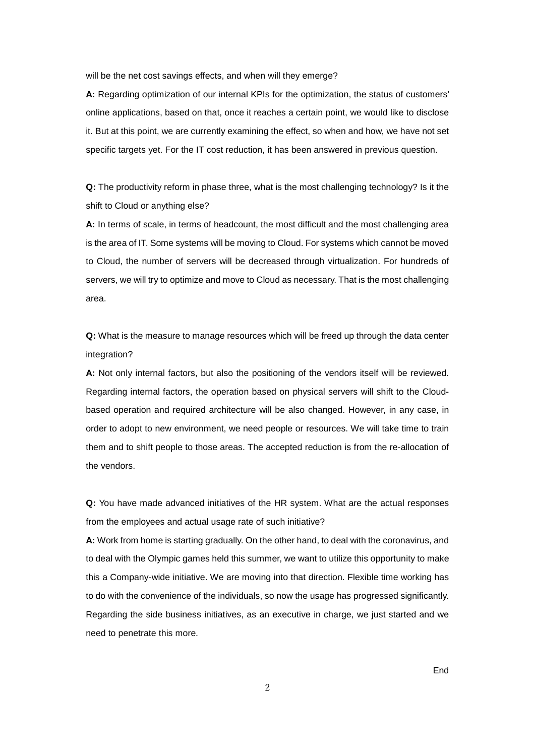will be the net cost savings effects, and when will they emerge?

**A:** Regarding optimization of our internal KPIs for the optimization, the status of customers' online applications, based on that, once it reaches a certain point, we would like to disclose it. But at this point, we are currently examining the effect, so when and how, we have not set specific targets yet. For the IT cost reduction, it has been answered in previous question.

**Q:** The productivity reform in phase three, what is the most challenging technology? Is it the shift to Cloud or anything else?

**A:** In terms of scale, in terms of headcount, the most difficult and the most challenging area is the area of IT. Some systems will be moving to Cloud. For systems which cannot be moved to Cloud, the number of servers will be decreased through virtualization. For hundreds of servers, we will try to optimize and move to Cloud as necessary. That is the most challenging area.

**Q:** What is the measure to manage resources which will be freed up through the data center integration?

**A:** Not only internal factors, but also the positioning of the vendors itself will be reviewed. Regarding internal factors, the operation based on physical servers will shift to the Cloud-based operation and required architecture will be also changed. However, in any case, in order to adopt to new environment, we need people or resources. We will take time to train them and to shift people to those areas. The accepted reduction is from the re-allocation of the vendors.

**Q:** You have made advanced initiatives of the HR system. What are the actual responses from the employees and actual usage rate of such initiative?

**A:** Work from home is starting gradually. On the other hand, to deal with the coronavirus, and to deal with the Olympic games held this summer, we want to utilize this opportunity to make this a Company-wide initiative. We are moving into that direction. Flexible time working has to do with the convenience of the individuals, so now the usage has progressed significantly. Regarding the side business initiatives, as an executive in charge, we just started and we need to penetrate this more.

End